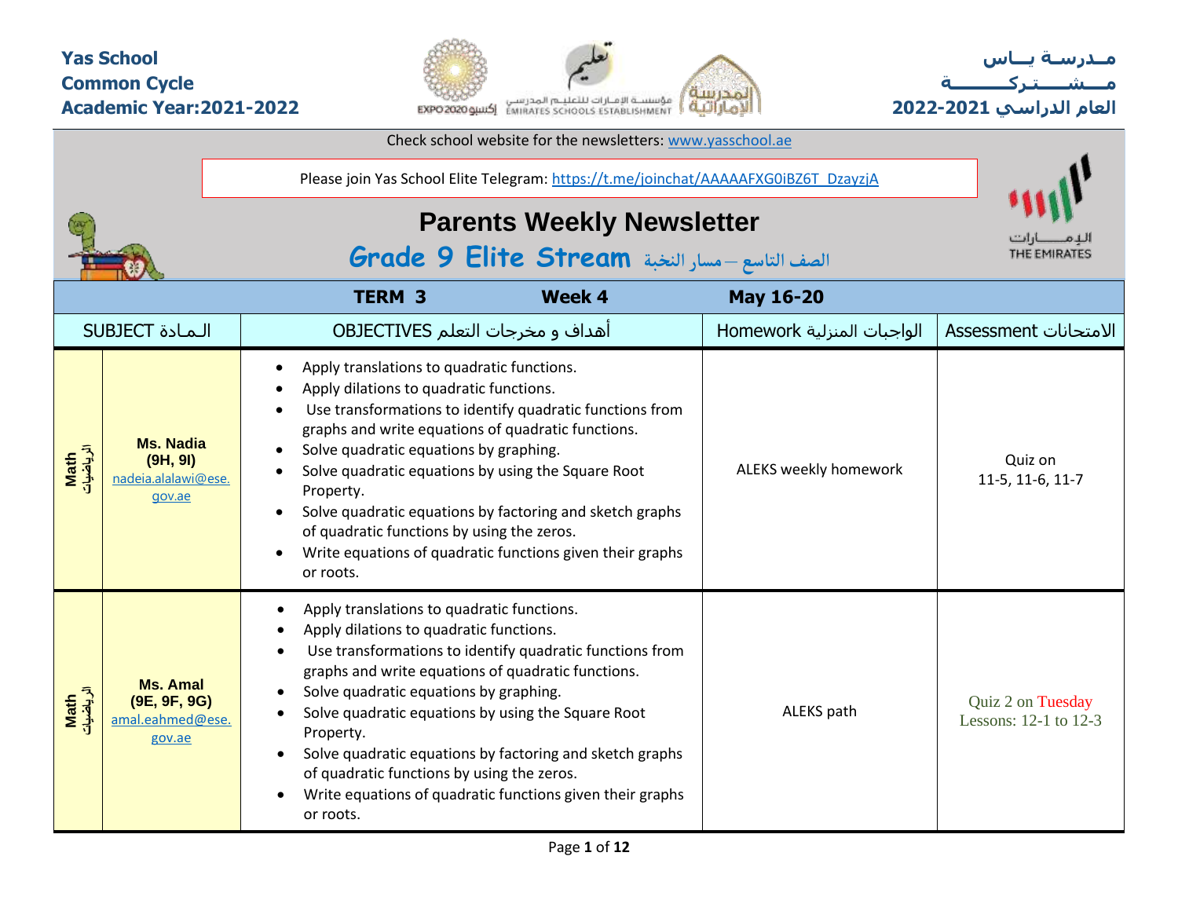**Yas School**
**Common Cycle**
**Academic Year:2021-2022**

**مـدرسـة يــاس**
**مـــشـــتـركـــــــة**
**العام الدراسي 2021-2022**

Check school website for the newsletters: www.yasschool.ae

Please join Yas School Elite Telegram: https://t.me/joinchat/AAAAAFXG0iBZ6T_DzayzjA

# Parents Weekly Newsletter

## Grade 9 Elite Stream الصف التاسع – مسار النخبة

| **TERM 3** | | **Week 4** | **May 16-20** | |
|---|---|---|---|---|
| SUBJECT المـادة | | OBJECTIVES أهداف و مخرجات التعلم | Homework الواجبات المنزلية | Assessment الامتحانات |
| **Math** الرياضيات | **Ms. Nadia** **(9H, 9I)** nadeia.alalawi@ese.gov.ae | • Apply translations to quadratic functions.<br>• Apply dilations to quadratic functions.<br>• Use transformations to identify quadratic functions from graphs and write equations of quadratic functions.<br>• Solve quadratic equations by graphing.<br>• Solve quadratic equations by using the Square Root Property.<br>• Solve quadratic equations by factoring and sketch graphs of quadratic functions by using the zeros.<br>• Write equations of quadratic functions given their graphs or roots. | ALEKS weekly homework | Quiz on 11-5, 11-6, 11-7 |
| **Math** الرياضيات | **Ms. Amal** **(9E, 9F, 9G)** amal.eahmed@ese.gov.ae | • Apply translations to quadratic functions.<br>• Apply dilations to quadratic functions.<br>• Use transformations to identify quadratic functions from graphs and write equations of quadratic functions.<br>• Solve quadratic equations by graphing.<br>• Solve quadratic equations by using the Square Root Property.<br>• Solve quadratic equations by factoring and sketch graphs of quadratic functions by using the zeros.<br>• Write equations of quadratic functions given their graphs or roots. | ALEKS path | Quiz 2 on Tuesday Lessons: 12-1 to 12-3 |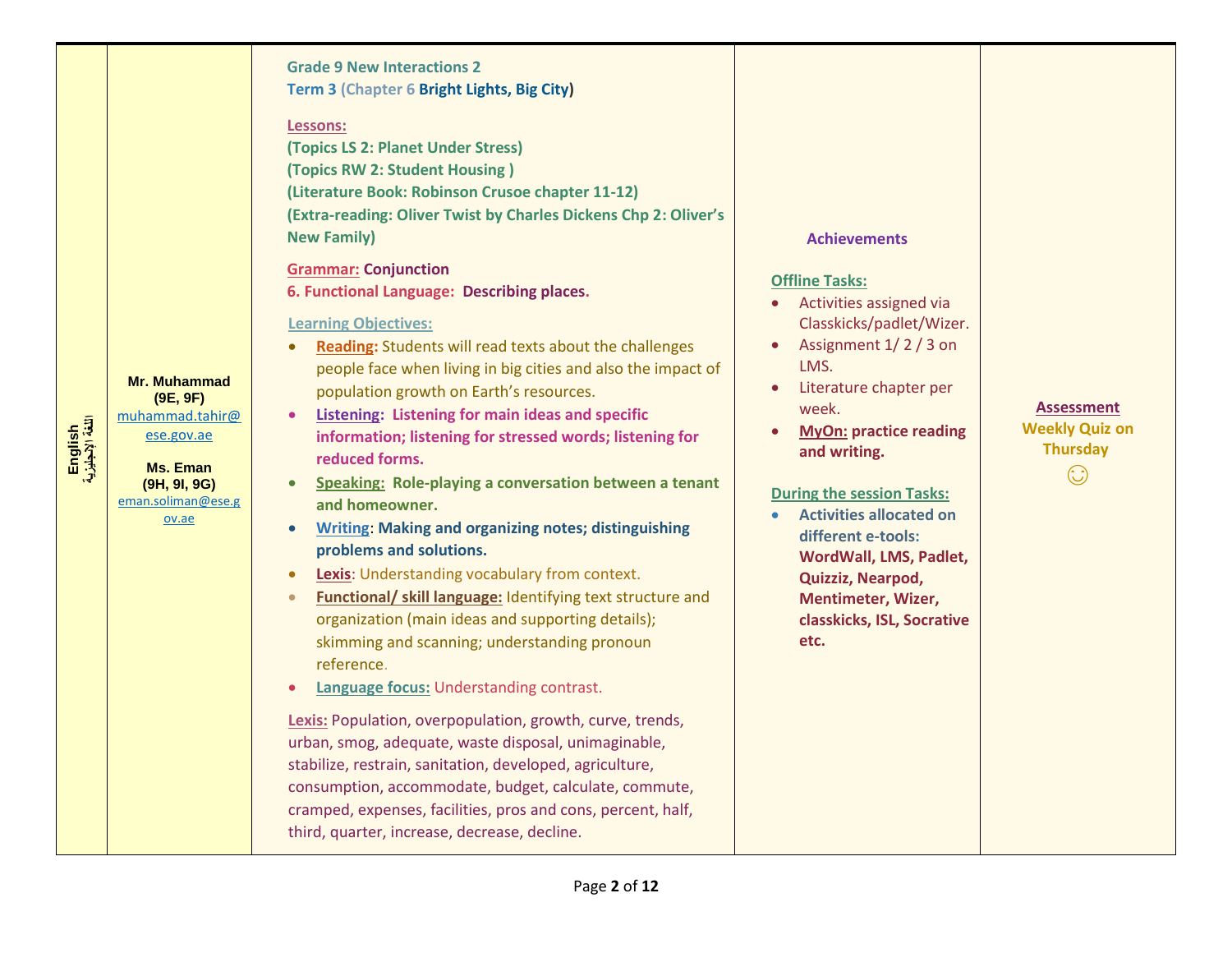| | | | | |
|---|---|---|---|---|
| English اللغة الإنجليزية | **Mr. Muhammad (9E, 9F)** muhammad.tahir@ese.gov.ae<br><br>**Ms. Eman (9H, 9I, 9G)** eman.soliman@ese.gov.ae | **Grade 9 New Interactions 2**<br>**Term 3 (Chapter 6 Bright Lights, Big City)**<br><br>**Lessons:**<br>**(Topics LS 2: Planet Under Stress)**<br>**(Topics RW 2: Student Housing )**<br>**(Literature Book: Robinson Crusoe chapter 11-12)**<br>**(Extra-reading: Oliver Twist by Charles Dickens Chp 2: Oliver's New Family)**<br><br>**Grammar: Conjunction**<br>**6. Functional Language: Describing places.**<br><br>**Learning Objectives:**<br>• **Reading:** Students will read texts about the challenges people face when living in big cities and also the impact of population growth on Earth's resources.<br>• **Listening: Listening for main ideas and specific information; listening for stressed words; listening for reduced forms.**<br>• **Speaking: Role-playing a conversation between a tenant and homeowner.**<br>• **Writing: Making and organizing notes; distinguishing problems and solutions.**<br>• **Lexis**: Understanding vocabulary from context.<br>• **Functional/ skill language:** Identifying text structure and organization (main ideas and supporting details); skimming and scanning; understanding pronoun reference.<br>• **Language focus:** Understanding contrast.<br><br>**Lexis:** Population, overpopulation, growth, curve, trends, urban, smog, adequate, waste disposal, unimaginable, stabilize, restrain, sanitation, developed, agriculture, consumption, accommodate, budget, calculate, commute, cramped, expenses, facilities, pros and cons, percent, half, third, quarter, increase, decrease, decline. | **Achievements**<br><br>**Offline Tasks:**<br>• Activities assigned via Classkicks/padlet/Wizer.<br>• Assignment 1/ 2 / 3 on LMS.<br>• Literature chapter per week.<br>• **MyOn: practice reading and writing.**<br><br>**During the session Tasks:**<br>• **Activities allocated on different e-tools: WordWall, LMS, Padlet, Quizziz, Nearpod, Mentimeter, Wizer, classkicks, ISL, Socrative etc.** | **Assessment**<br>**Weekly Quiz on Thursday**<br>☺ |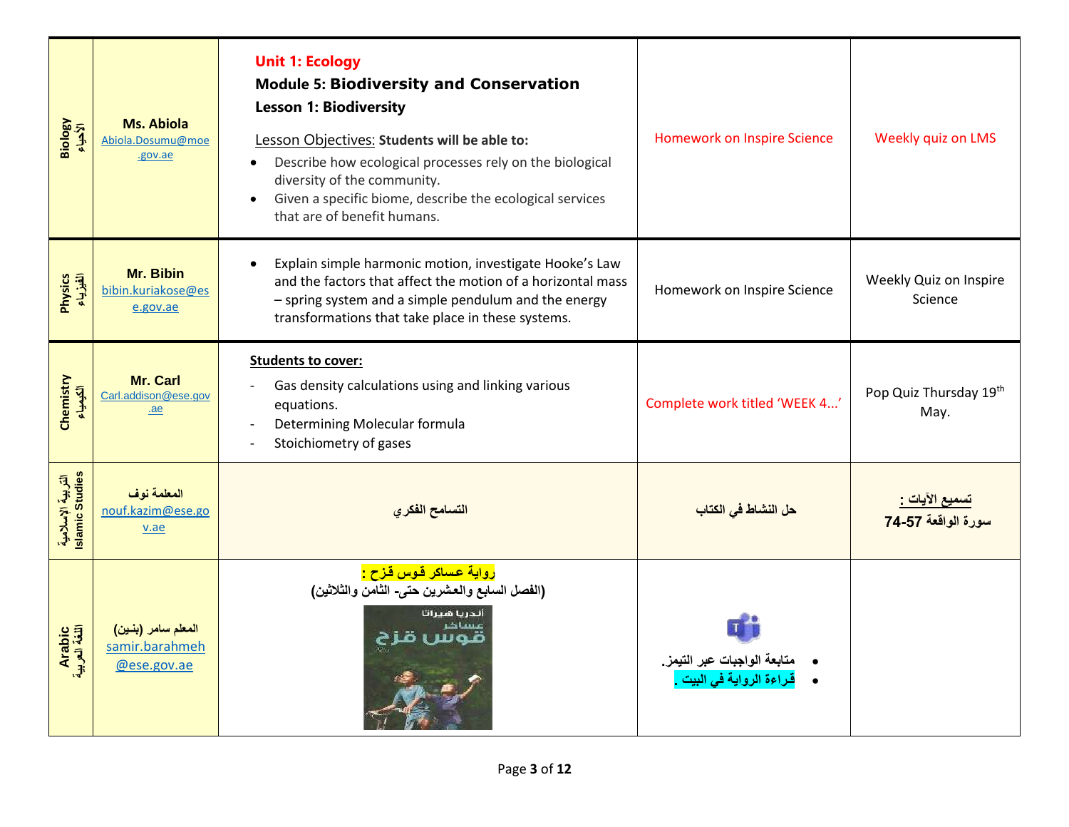| Biology الأحياء | Ms. Abiola Abiola.Dosumu@moe.gov.ae | **Unit 1: Ecology**<br>**Module 5: Biodiversity and Conservation**<br>**Lesson 1: Biodiversity**<br>Lesson Objectives: **Students will be able to:**<br>• Describe how ecological processes rely on the biological diversity of the community.<br>• Given a specific biome, describe the ecological services that are of benefit humans. | Homework on Inspire Science | Weekly quiz on LMS |
|---|---|---|---|---|
| Physics الفيزياء | Mr. Bibin bibin.kuriakose@ese.gov.ae | • Explain simple harmonic motion, investigate Hooke's Law and the factors that affect the motion of a horizontal mass – spring system and a simple pendulum and the energy transformations that take place in these systems. | Homework on Inspire Science | Weekly Quiz on Inspire Science |
| Chemistry الكيمياء | Mr. Carl Carl.addison@ese.gov.ae | **Students to cover:**<br>- Gas density calculations using and linking various equations.<br>- Determining Molecular formula<br>- Stoichiometry of gases | Complete work titled 'WEEK 4...' | Pop Quiz Thursday 19th May. |
| التربية الإسلامية Islamic Studies | المعلمة نوف nouf.kazim@ese.gov.ae | **التسامح الفكري** | **حل النشاط في الكتاب** | **تسميع الآيات :**<br>**سورة الواقعة 57-74** |
| Arabic اللغة العربية | **المعلم سامر (بنين)** samir.barahmeh@ese.gov.ae | **رواية عساكر قوس قزح :**<br>**(الفصل السابع والعشرين حتى- الثامن والثلاثين)** | • **متابعة الواجبات عبر التيمز.**<br>• **قراءة الرواية في البيت .** | |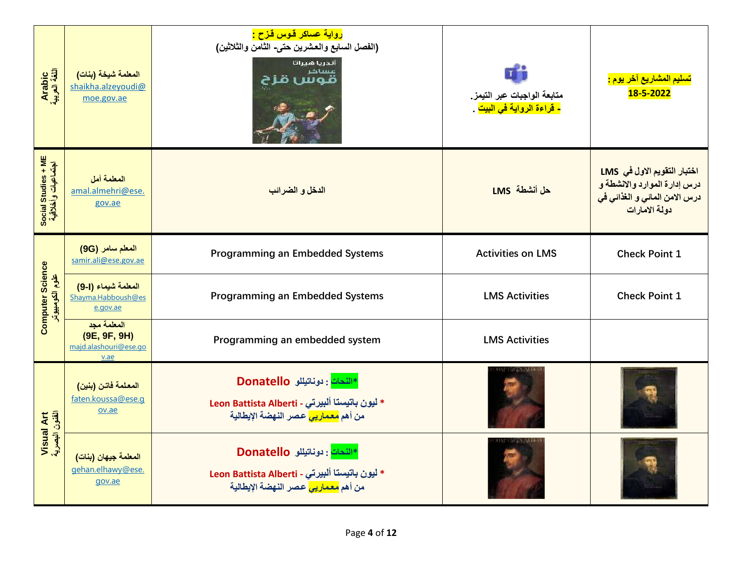| | | | | |
|---|---|---|---|---|
| **Arabic اللغة العربية** | **المعلمة شيخة (بنات)** shaikha.alzeyoudi@moe.gov.ae | **رواية عساكر قوس قزح :** **(الفصل السابع والعشرين حتى- الثامن والثلاثين)** | **متابعة الواجبات عبر التيمز.** **- قراءة الرواية في البيت .** | **تسليم المشاريع آخر يوم :** **18-5-2022** |
| **Social Studies + ME اجتماعيات وأخلاقية** | **المعلمة أمل** amal.almehri@ese.gov.ae | **الدخل و الضرائب** | **حل أنشطة LMS** | **اختبار التقويم الاول في LMS درس إدارة الموارد والانشطة و درس الامن المائي و الغذائي في دولة الامارات** |
| **Computer Science علوم الكومبيوتر** | **المعلم سامر (9G)** samir.ali@ese.gov.ae | Programming an Embedded Systems | Activities on LMS | Check Point 1 |
| | **المعلمة شيماء (9-I)** Shayma.Habboush@ese.gov.ae | Programming an Embedded Systems | LMS Activities | Check Point 1 |
| | **المعلمة مجد (9E, 9F, 9H)** majd.alashouri@ese.gov.ae | Programming an embedded system | LMS Activities | |
| **Visual Art الفنون البصرية** | **المعلمة فاتن (بنين)** faten.koussa@ese.gov.ae | ***النحات : دوناتيللو Donatello** **\* ليون باتيستا ألبيرتي - Leon Battista Alberti** **من أهم معماريي عصر النهضة الإيطالية** | | |
| | **المعلمة جيهان (بنات)** gehan.elhawy@ese.gov.ae | ***النحات : دوناتيللو Donatello** **\* ليون باتيستا ألبيرتي - Leon Battista Alberti** **من أهم معماريي عصر النهضة الإيطالية** | | |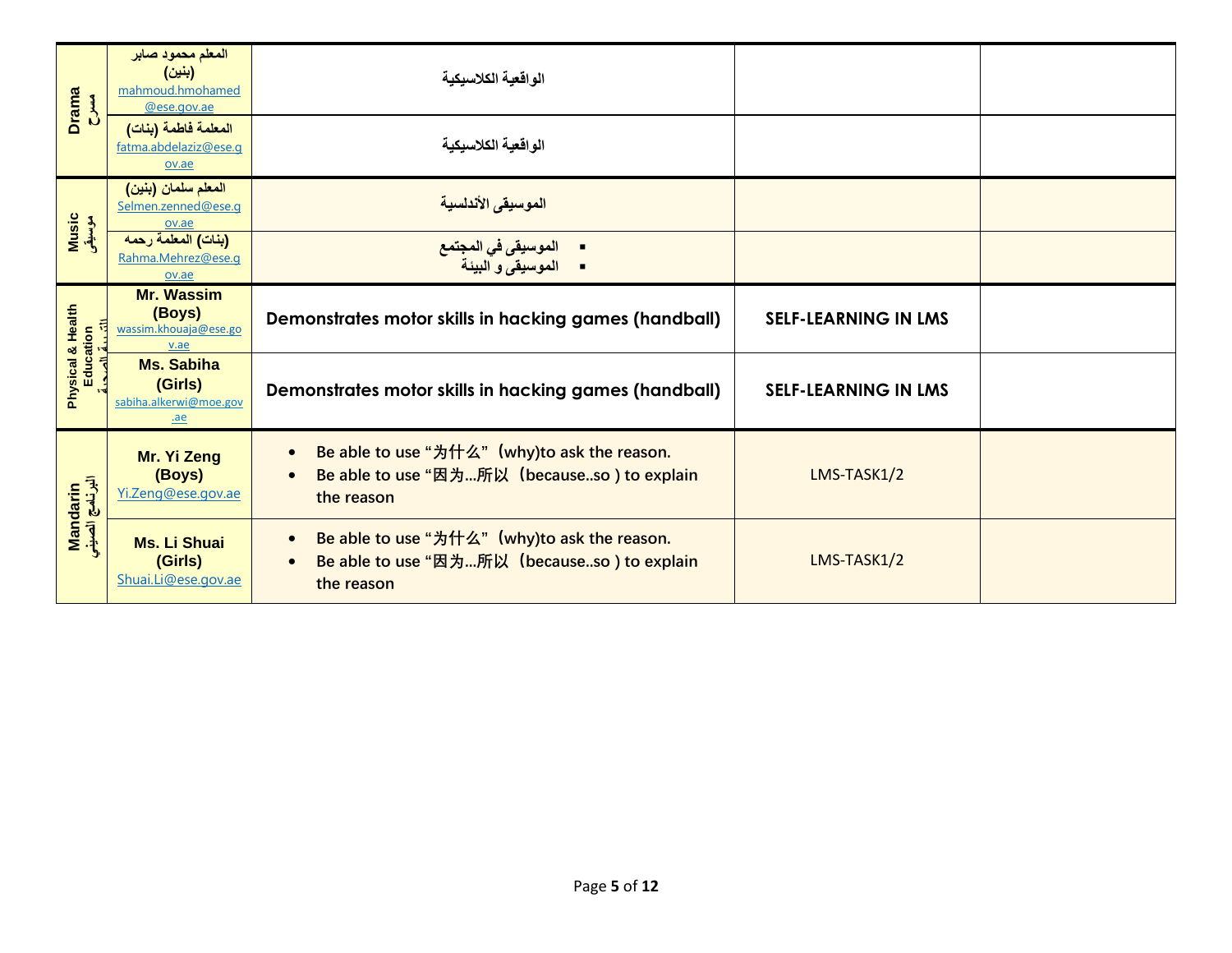| | | | | |
|---|---|---|---|---|
| **Drama مسرح** | **المعلم محمود صابر (بنين)** mahmoud.hmohamed@ese.gov.ae | **الواقعية الكلاسيكية** | | |
| | **المعلمة فاطمة (بنات)** fatma.abdelaziz@ese.gov.ae | **الواقعية الكلاسيكية** | | |
| **Music موسيقى** | **المعلم سلمان (بنين)** Selmen.zenned@ese.gov.ae | **الموسيقى الأندلسية** | | |
| | **(بنات) المعلمة رحمه** Rahma.Mehrez@ese.gov.ae | ▪ **الموسيقى في المجتمع**<br>▪ **الموسيقى و البيئة** | | |
| **Physical & Health Education التربية الصحية** | **Mr. Wassim (Boys)** wassim.khouaja@ese.gov.ae | **Demonstrates motor skills in hacking games (handball)** | **SELF-LEARNING IN LMS** | |
| | **Ms. Sabiha (Girls)** sabiha.alkerwi@moe.gov.ae | **Demonstrates motor skills in hacking games (handball)** | **SELF-LEARNING IN LMS** | |
| **Mandarin البرنامج الصيني** | **Mr. Yi Zeng (Boys)** Yi.Zeng@ese.gov.ae | • **Be able to use "为什么"(why)to ask the reason.**<br>• **Be able to use "因为...所以(because..so ) to explain the reason** | LMS-TASK1/2 | |
| | **Ms. Li Shuai (Girls)** Shuai.Li@ese.gov.ae | • **Be able to use "为什么"(why)to ask the reason.**<br>• **Be able to use "因为...所以(because..so ) to explain the reason** | LMS-TASK1/2 | |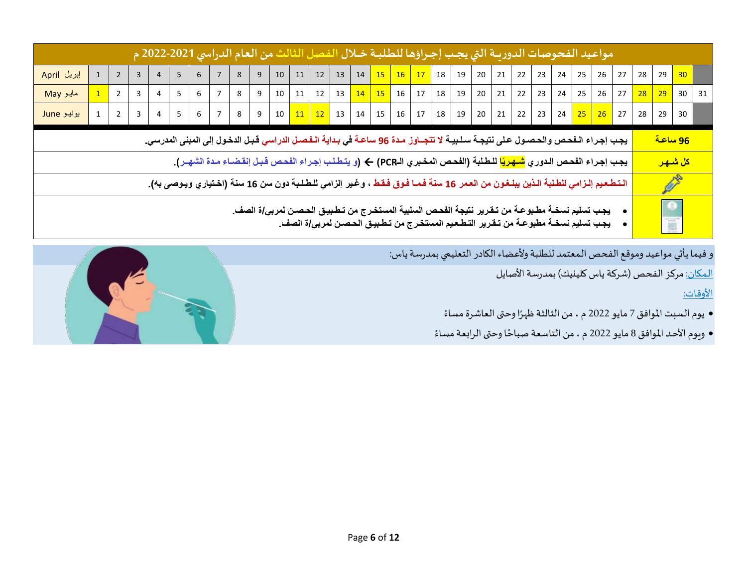# مواعيد الفحوصات الدورية التي يجب إجراؤها للطلبة خلال الفصل الثالث من العام الدراسي 2021-2022 م

| الشهر | 1 | 2 | 3 | 4 | 5 | 6 | 7 | 8 | 9 | 10 | 11 | 12 | 13 | 14 | 15 | 16 | 17 | 18 | 19 | 20 | 21 | 22 | 23 | 24 | 25 | 26 | 27 | 28 | 29 | 30 | 31 |
|---|---|---|---|---|---|---|---|---|---|---|---|---|---|---|---|---|---|---|---|---|---|---|---|---|---|---|---|---|---|---|---|
| إبريل April | 1 | 2 | 3 | 4 | 5 | 6 | 7 | 8 | 9 | 10 | 11 | 12 | 13 | 14 | **15** | **16** | **17** | 18 | 19 | 20 | 21 | 22 | 23 | 24 | 25 | 26 | 27 | 28 | 29 | **30** | |
| مايو May | **1** | 2 | 3 | 4 | 5 | 6 | 7 | 8 | 9 | 10 | 11 | 12 | 13 | **14** | **15** | 16 | 17 | 18 | 19 | 20 | 21 | 22 | 23 | 24 | 25 | 26 | 27 | **28** | **29** | 30 | 31 |
| يونيو June | 1 | 2 | 3 | 4 | 5 | 6 | 7 | 8 | 9 | 10 | **11** | **12** | 13 | 14 | 15 | 16 | 17 | 18 | 19 | 20 | 21 | 22 | 23 | 24 | **25** | **26** | 27 | 28 | 29 | 30 | |

| | |
|---|---|
| **96 ساعة** | **يجب إجراء الفحص والحصول على نتيجة سلبية لا تتجاوز مدة 96 ساعة في بداية الفصل الدراسي قبل الدخول إلى المبنى المدرسي.** |
| **كل شهر** | **يجب إجراء الفحص الدوري شهريًا للطلبة (الفحص المخبري الـPCR) ← (و يتطلب إجراء الفحص قبل إنقضاء مدة الشهر).** |
| | **التطعيم إلزامي للطلبة الذين يبلغون من العمر 16 سنة فما فوق فقط ، وغير إلزامي للطلبة دون سن 16 سنة (اختياري ويوصى به).** |
| | • **يجب تسليم نسخة مطبوعة من تقرير نتيجة الفحص السلبية المستخرج من تطبيق الحصن لمربي/ة الصف.**<br>• **يجب تسليم نسخة مطبوعة من تقرير التطعيم المستخرج من تطبيق الحصن لمربي/ة الصف.** |

و فيما يأتي مواعيد وموقع الفحص المعتمد للطلبة ولأعضاء الكادر التعليمي بمدرسة ياس:

المكان: مركز الفحص (شركة ياس كلينيك) بمدرسة الأصايل

الأوقات:

- يوم السبت الموافق 7 مايو 2022 م ، من الثالثة ظهرًا وحتى العاشرة مساءً
- ويوم الأحد الموافق 8 مايو 2022 م ، من التاسعة صباحًا وحتى الرابعة مساءً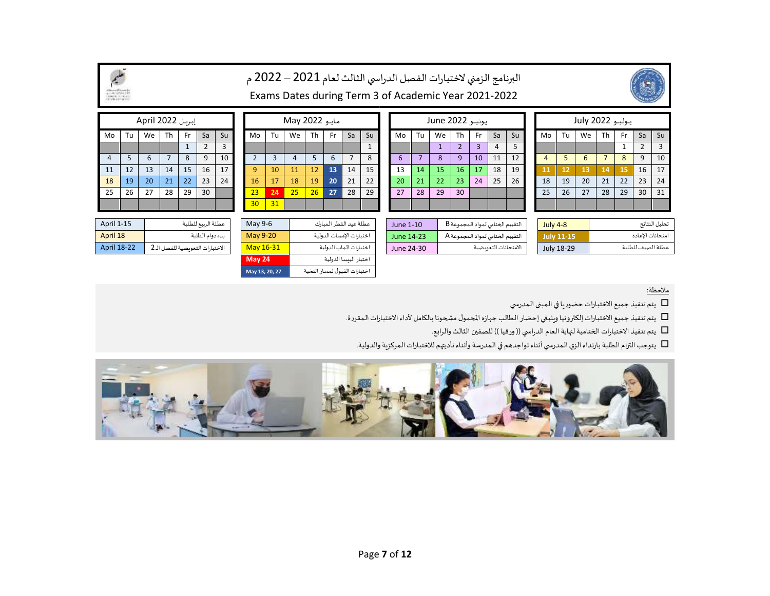# البرنامج الزمني لاختبارات الفصل الدراسي الثالث لعام 2021 – 2022 م

## Exams Dates during Term 3 of Academic Year 2021-2022

### April 2022 إبريل

| Mo | Tu | We | Th | Fr | Sa | Su |
|---|---|---|---|---|---|---|
| | | | | 1 | 2 | 3 |
| 4 | 5 | 6 | 7 | 8 | 9 | 10 |
| 11 | 12 | 13 | 14 | 15 | 16 | 17 |
| 18 | 19 | 20 | 21 | 22 | 23 | 24 |
| 25 | 26 | 27 | 28 | 29 | 30 | |

| | |
|---|---|
| April 1-15 | عطلة الربيع للطلبة |
| April 18 | بدء دوام الطلبة |
| April 18-22 | الاختبارات التعويضية للفصل الـ 2 |

### May 2022 مايـو

| Mo | Tu | We | Th | Fr | Sa | Su |
|---|---|---|---|---|---|---|
| | | | | | | 1 |
| 2 | 3 | 4 | 5 | 6 | 7 | 8 |
| 9 | 10 | 11 | 12 | 13 | 14 | 15 |
| 16 | 17 | 18 | 19 | 20 | 21 | 22 |
| 23 | 24 | 25 | 26 | 27 | 28 | 29 |
| 30 | 31 | | | | | |

| | |
|---|---|
| May 9-6 | عطلة عيد الفطر المبارك |
| May 9-20 | اختبارات الإمسات الدولية |
| May 16-31 | اختبارات الماب الدولية |
| May 24 | اختبار البيسا الدولية |
| May 13, 20, 27 | اختبارات القبول لمسار النخبة |

### June 2022 يونيـو

| Mo | Tu | We | Th | Fr | Sa | Su |
|---|---|---|---|---|---|---|
| | | 1 | 2 | 3 | 4 | 5 |
| 6 | 7 | 8 | 9 | 10 | 11 | 12 |
| 13 | 14 | 15 | 16 | 17 | 18 | 19 |
| 20 | 21 | 22 | 23 | 24 | 25 | 26 |
| 27 | 28 | 29 | 30 | | | |

| | |
|---|---|
| June 1-10 | التقييم الختامي لمواد المجموعة B |
| June 14-23 | التقييم الختامي لمواد المجموعة A |
| June 24-30 | الامتحانات التعويضية |

### July 2022 يـوليـو

| Mo | Tu | We | Th | Fr | Sa | Su |
|---|---|---|---|---|---|---|
| | | | | 1 | 2 | 3 |
| 4 | 5 | 6 | 7 | 8 | 9 | 10 |
| 11 | 12 | 13 | 14 | 15 | 16 | 17 |
| 18 | 19 | 20 | 21 | 22 | 23 | 24 |
| 25 | 26 | 27 | 28 | 29 | 30 | 31 |

| | |
|---|---|
| July 4-8 | تحليل النتائج |
| July 11-15 | امتحانات الإعادة |
| July 18-29 | عطلة الصيف للطلبة |

ملاحظة:

- يتم تنفيذ جميع الاختبارات حضوريا في المبنى المدرسي
- يتم تنفيذ جميع الاختبارات إلكترونيا وينبغي إحضار الطالب جهازه المحمول مشحونا بالكامل لأداء الاختبارات المقررة.
- يتم تنفيذ الاختبارات الختامية لنهاية العام الدراسي (( ورقيا )) للصفين الثالث والرابع.
- يتوجب التزام الطلبة بارتداء الزي المدرسي أثناء تواجدهم في المدرسة وأثناء تأديهم للاختبارات المركزية والدولية.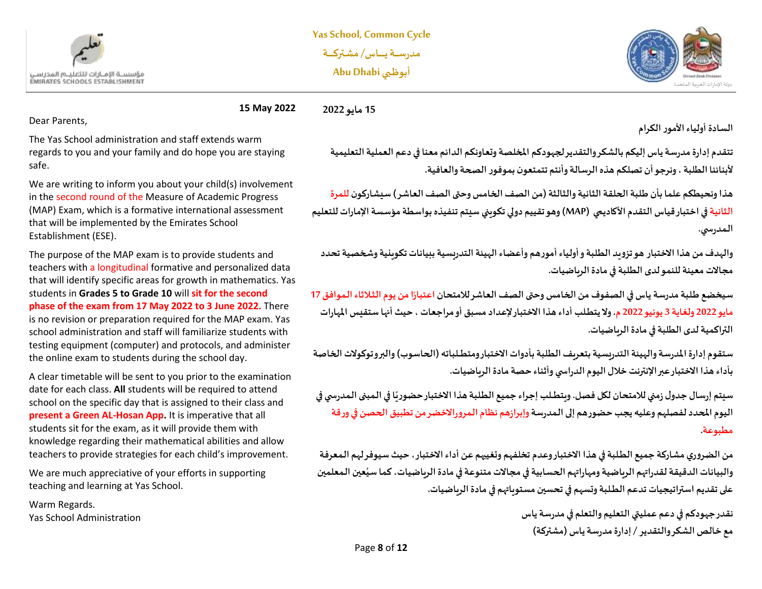**Yas School, Common Cycle**

**مدرســة يــاس/ مشتركــة**

**Abu Dhabi أبوظبي**

**15 May 2022**

Dear Parents,

The Yas School administration and staff extends warm regards to you and your family and do hope you are staying safe.

We are writing to inform you about your child(s) involvement in the second round of the Measure of Academic Progress (MAP) Exam, which is a formative international assessment that will be implemented by the Emirates School Establishment (ESE).

The purpose of the MAP exam is to provide students and teachers with a longitudinal formative and personalized data that will identify specific areas for growth in mathematics. Yas students in **Grades 5 to Grade 10** will **sit for the second phase of the exam from 17 May 2022 to 3 June 2022.** There is no revision or preparation required for the MAP exam. Yas school administration and staff will familiarize students with testing equipment (computer) and protocols, and administer the online exam to students during the school day.

A clear timetable will be sent to you prior to the examination date for each class. **All** students will be required to attend school on the specific day that is assigned to their class and **present a Green AL-Hosan App.** It is imperative that all students sit for the exam, as it will provide them with knowledge regarding their mathematical abilities and allow teachers to provide strategies for each child's improvement.

We are much appreciative of your efforts in supporting teaching and learning at Yas School.

Warm Regards.
Yas School Administration

**15 مايو 2022**

**السادة أولياء الأمور الكرام**

**تتقدم إدارة مدرسة ياس إليكم بالشكر والتقدير لجهودكم المخلصة وتعاونكم الدائم معنا في دعم العملية التعليمية لأبنائنا الطلبة ، ونرجو أن تصلكم هذه الرسالة وأنتم تتمتعون بموفور الصحة والعافية.**

**هذا ونحيطكم علما بأن طلبة الحلقة الثانية والثالثة (من الصف الخامس وحتى الصف العاشر) سيشاركون للمرة الثانية في اختبار قياس التقدم الأكاديمي (MAP) وهو تقييم دولي تكويني سيتم تنفيذه بواسطة مؤسسة الإمارات للتعليم المدرسي.**

**والهدف من هذا الاختبار هو تزويد الطلبة و أولياء أمورهم وأعضاء الهيئة التدريسية ببيانات تكوينية وشخصية تحدد مجالات معينة للنمو لدى الطلبة في مادة الرياضيات.**

**سيخضع طلبة مدرسة ياس في الصفوف من الخامس وحتى الصف العاشر للامتحان اعتبارًا من يوم الثلاثاء الموافق 17 مايو 2022 ولغاية 3 يونيو 2022 م. ولا يتطلب أداء هذا الاختبار لإعداد مسبق أو مراجعات ، حيث أنها ستقيس المهارات التراكمية لدى الطلبة في مادة الرياضيات.**

**ستقوم إدارة المدرسة والهيئة التدريسية بتعريف الطلبة بأدوات الاختبار ومتطلباته (الحاسوب) والبروتوكولات الخاصة بأداء هذا الاختبار عبر الإنترنت خلال اليوم الدراسي وأثناء حصة مادة الرياضيات.**

**سيتم إرسال جدول زمني للامتحان لكل فصل. ويتطلب إجراء جميع الطلبة هذا الاختبار حضوريًا في المبنى المدرسي في اليوم المحدد لفصلهم وعليه يجب حضورهم إلى المدرسة وإبرازهم نظام المرور الاخضر من تطبيق الحصن في ورقة مطبوعة.**

**من الضروري مشاركة جميع الطلبة في هذا الاختبار وعدم تخلفهم وتغيبهم عن أداء الاختبار، حيث سيوفر لهم المعرفة والبيانات الدقيقة لقدراتهم الرياضية ومهاراتهم الحسابية في مجالات متنوعة في مادة الرياضيات، كما سيُعين المعلمين على تقديم استراتيجيات تدعم الطلبة وتسهم في تحسين مستوياتهم في مادة الرياضيات.**

**نقدر جهودكم في دعم عمليتي التعليم والتعلم في مدرسة ياس**

**مع خالص الشكر والتقدير / إدارة مدرسة ياس (مشتركة)**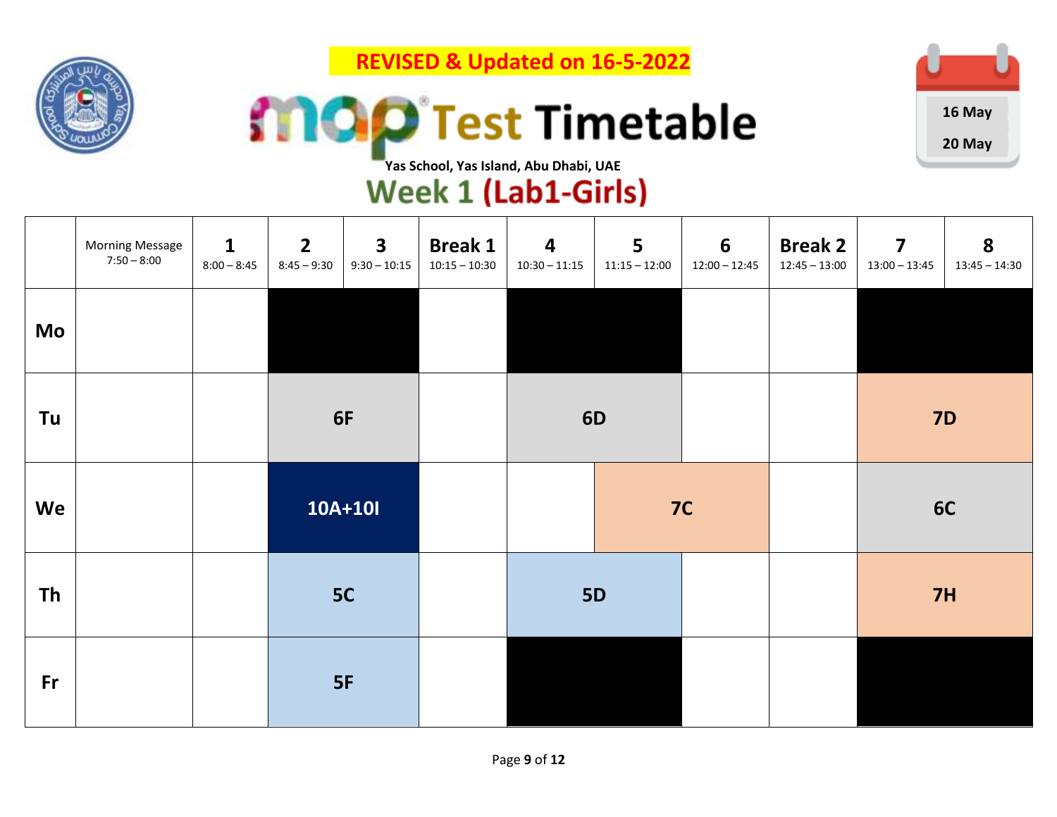**REVISED & Updated on 16-5-2022**

# MAP Test Timetable

**Yas School, Yas Island, Abu Dhabi, UAE**

## Week 1 (Lab1-Girls)

16 May – 20 May

| | Morning Message 7:50 – 8:00 | 1 8:00 – 8:45 | 2 8:45 – 9:30 | 3 9:30 – 10:15 | Break 1 10:15 – 10:30 | 4 10:30 – 11:15 | 5 11:15 – 12:00 | 6 12:00 – 12:45 | Break 2 12:45 – 13:00 | 7 13:00 – 13:45 | 8 13:45 – 14:30 |
|---|---|---|---|---|---|---|---|---|---|---|---|
| **Mo** | | | | | | | | | | | |
| **Tu** | | | **6F** | | | **6D** | | | | **7D** | |
| **We** | | | **10A+10I** | | | | **7C** | | | **6C** | |
| **Th** | | | **5C** | | | **5D** | | | | **7H** | |
| **Fr** | | | **5F** | | | | | | | | |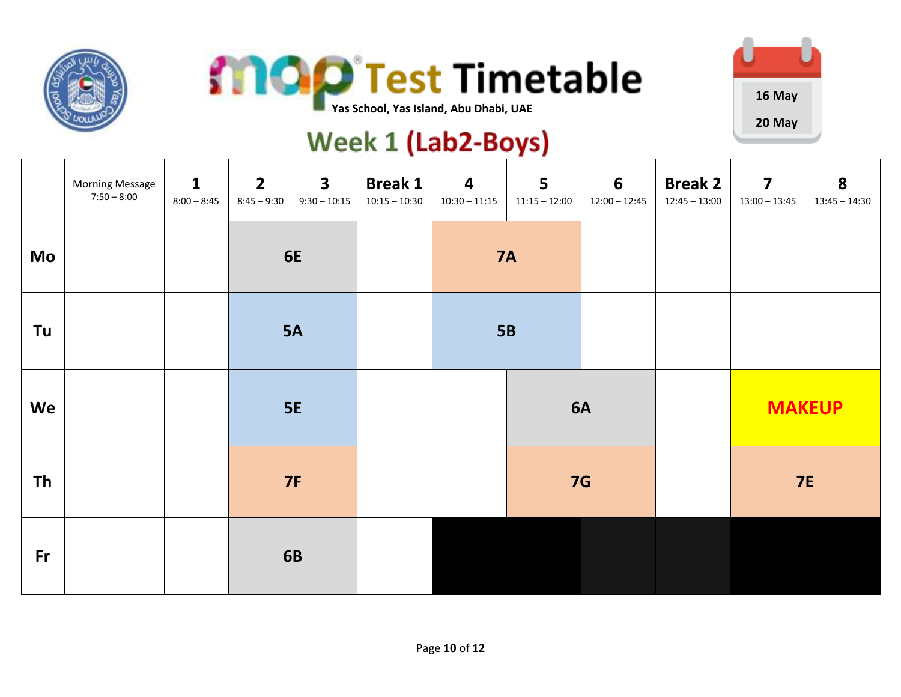# MAP Test Timetable

**Yas School, Yas Island, Abu Dhabi, UAE**

16 May
20 May

## Week 1 (Lab2-Boys)

| | Morning Message 7:50 – 8:00 | 1 8:00 – 8:45 | 2 8:45 – 9:30 | 3 9:30 – 10:15 | Break 1 10:15 – 10:30 | 4 10:30 – 11:15 | 5 11:15 – 12:00 | 6 12:00 – 12:45 | Break 2 12:45 – 13:00 | 7 13:00 – 13:45 | 8 13:45 – 14:30 |
|---|---|---|---|---|---|---|---|---|---|---|---|
| **Mo** | | | 6E | | | 7A | | | | | |
| **Tu** | | | 5A | | | 5B | | | | | |
| **We** | | | 5E | | | | 6A | | | MAKEUP | |
| **Th** | | | 7F | | | | 7G | | | 7E | |
| **Fr** | | | 6B | | | | | | | | |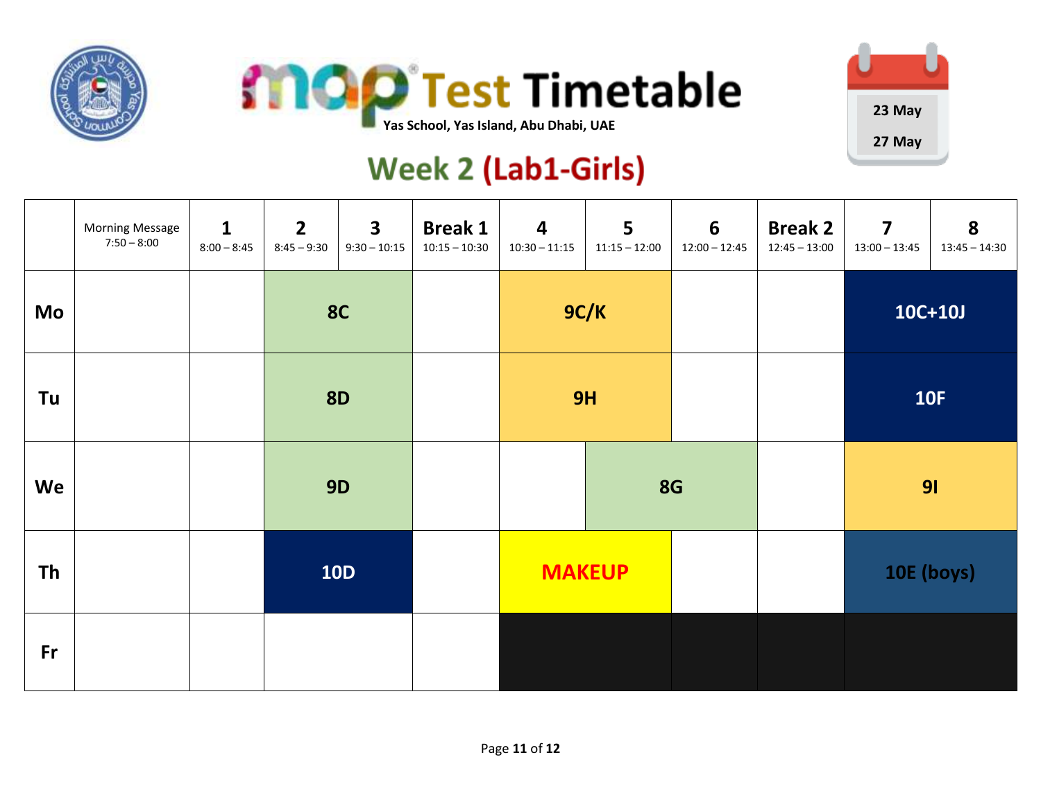# MAP® Test Timetable

Yas School, Yas Island, Abu Dhabi, UAE

23 May
27 May

## Week 2 (Lab1-Girls)

| | Morning Message 7:50 – 8:00 | 1 8:00 – 8:45 | 2 8:45 – 9:30 | 3 9:30 – 10:15 | Break 1 10:15 – 10:30 | 4 10:30 – 11:15 | 5 11:15 – 12:00 | 6 12:00 – 12:45 | Break 2 12:45 – 13:00 | 7 13:00 – 13:45 | 8 13:45 – 14:30 |
|---|---|---|---|---|---|---|---|---|---|---|---|
| **Mo** | | | 8C | | | 9C/K | | | | 10C+10J | |
| **Tu** | | | 8D | | | 9H | | | | 10F | |
| **We** | | | 9D | | | | 8G | | | 9I | |
| **Th** | | | 10D | | | MAKEUP | | | | 10E (boys) | |
| **Fr** | | | | | | | | | | | |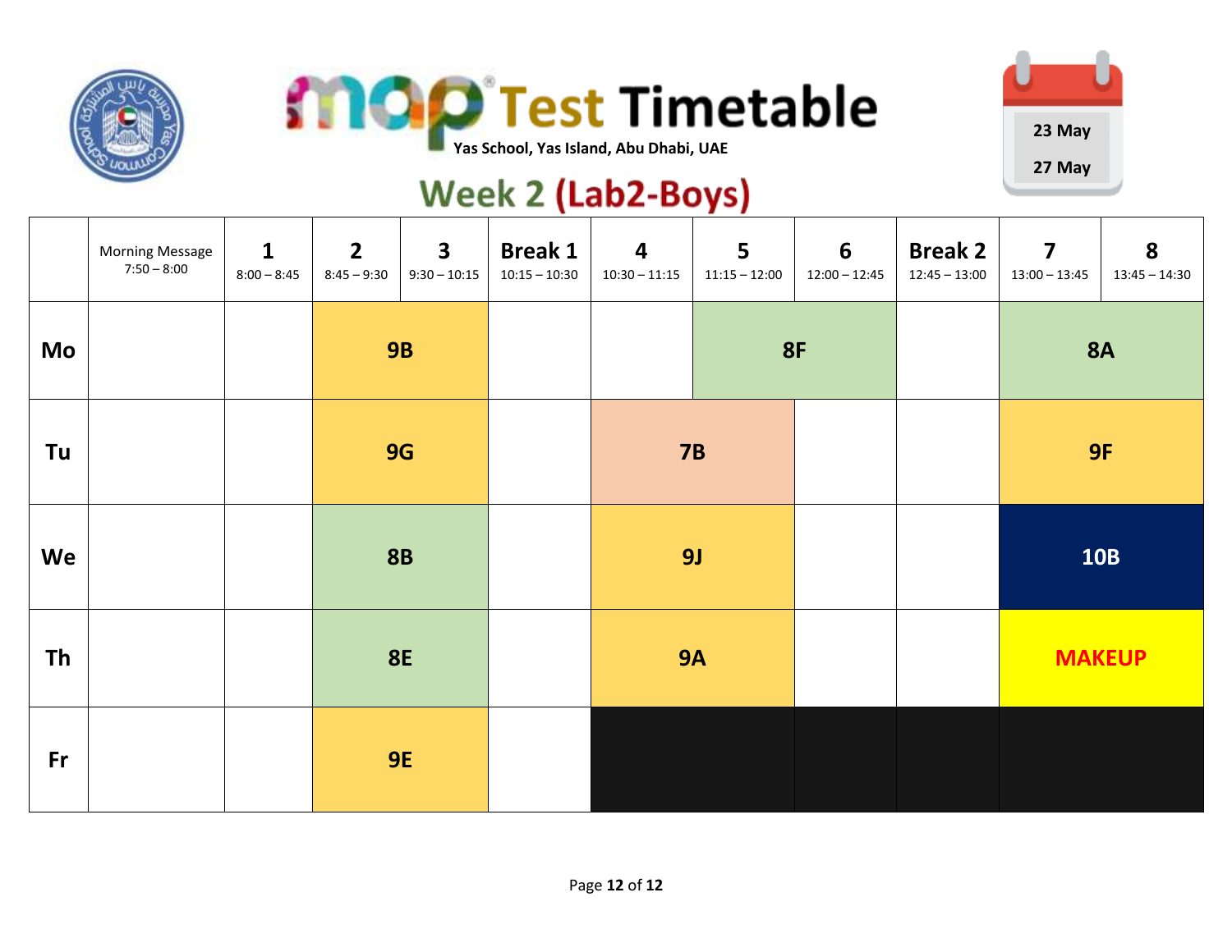# MAP Test Timetable

Yas School, Yas Island, Abu Dhabi, UAE

23 May
27 May

## Week 2 (Lab2-Boys)

| | Morning Message 7:50 – 8:00 | 1 8:00 – 8:45 | 2 8:45 – 9:30 | 3 9:30 – 10:15 | Break 1 10:15 – 10:30 | 4 10:30 – 11:15 | 5 11:15 – 12:00 | 6 12:00 – 12:45 | Break 2 12:45 – 13:00 | 7 13:00 – 13:45 | 8 13:45 – 14:30 |
|---|---|---|---|---|---|---|---|---|---|---|---|
| **Mo** | | | 9B | | | | 8F | | | 8A | |
| **Tu** | | | 9G | | | 7B | | | | 9F | |
| **We** | | | 8B | | | 9J | | | | 10B | |
| **Th** | | | 8E | | | 9A | | | | MAKEUP | |
| **Fr** | | | 9E | | | | | | | | |